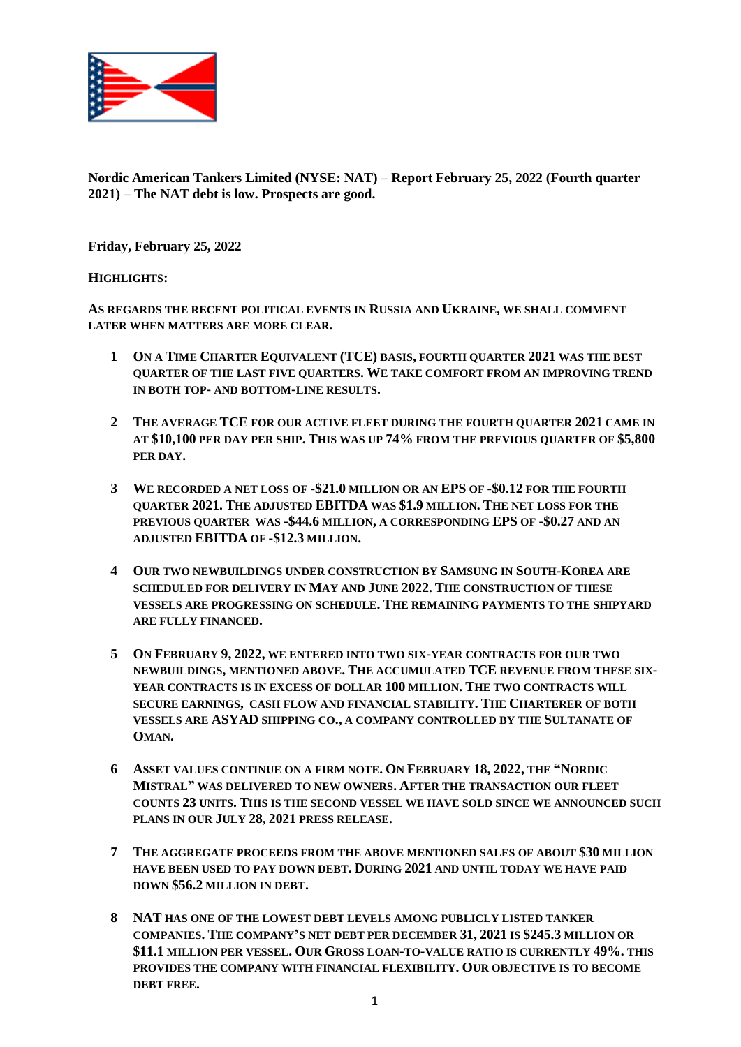**Nordic American Tankers Limited (NYSE: NAT) – Report February 25, 2022 (Fourth quarter 2021) – The NAT debt is low. Prospects are good.**

**Friday, February 25, 2022**

**HIGHLIGHTS:**

**AS REGARDS THE RECENT POLITICAL EVENTS IN RUSSIA AND UKRAINE, WE SHALL COMMENT LATER WHEN MATTERS ARE MORE CLEAR.**

1. **ON A TIME CHARTER EQUIVALENT (TCE) BASIS, FOURTH QUARTER 2021 WAS THE BEST QUARTER OF THE LAST FIVE QUARTERS. WE TAKE COMFORT FROM AN IMPROVING TREND IN BOTH TOP- AND BOTTOM-LINE RESULTS.**

2. **THE AVERAGE TCE FOR OUR ACTIVE FLEET DURING THE FOURTH QUARTER 2021 CAME IN AT $10,100 PER DAY PER SHIP. THIS WAS UP 74% FROM THE PREVIOUS QUARTER OF $5,800 PER DAY.**

3. **WE RECORDED A NET LOSS OF -$21.0 MILLION OR AN EPS OF -$0.12 FOR THE FOURTH QUARTER 2021. THE ADJUSTED EBITDA WAS $1.9 MILLION. THE NET LOSS FOR THE PREVIOUS QUARTER WAS -$44.6 MILLION, A CORRESPONDING EPS OF -$0.27 AND AN ADJUSTED EBITDA OF -$12.3 MILLION.**

4. **OUR TWO NEWBUILDINGS UNDER CONSTRUCTION BY SAMSUNG IN SOUTH-KOREA ARE SCHEDULED FOR DELIVERY IN MAY AND JUNE 2022. THE CONSTRUCTION OF THESE VESSELS ARE PROGRESSING ON SCHEDULE. THE REMAINING PAYMENTS TO THE SHIPYARD ARE FULLY FINANCED.**

5. **ON FEBRUARY 9, 2022, WE ENTERED INTO TWO SIX-YEAR CONTRACTS FOR OUR TWO NEWBUILDINGS, MENTIONED ABOVE. THE ACCUMULATED TCE REVENUE FROM THESE SIX-YEAR CONTRACTS IS IN EXCESS OF DOLLAR 100 MILLION. THE TWO CONTRACTS WILL SECURE EARNINGS, CASH FLOW AND FINANCIAL STABILITY. THE CHARTERER OF BOTH VESSELS ARE ASYAD SHIPPING CO., A COMPANY CONTROLLED BY THE SULTANATE OF OMAN.**

6. **ASSET VALUES CONTINUE ON A FIRM NOTE. ON FEBRUARY 18, 2022, THE "NORDIC MISTRAL" WAS DELIVERED TO NEW OWNERS. AFTER THE TRANSACTION OUR FLEET COUNTS 23 UNITS. THIS IS THE SECOND VESSEL WE HAVE SOLD SINCE WE ANNOUNCED SUCH PLANS IN OUR JULY 28, 2021 PRESS RELEASE.**

7. **THE AGGREGATE PROCEEDS FROM THE ABOVE MENTIONED SALES OF ABOUT $30 MILLION HAVE BEEN USED TO PAY DOWN DEBT. DURING 2021 AND UNTIL TODAY WE HAVE PAID DOWN $56.2 MILLION IN DEBT.**

8. **NAT HAS ONE OF THE LOWEST DEBT LEVELS AMONG PUBLICLY LISTED TANKER COMPANIES. THE COMPANY'S NET DEBT PER DECEMBER 31, 2021 IS $245.3 MILLION OR $11.1 MILLION PER VESSEL. OUR GROSS LOAN-TO-VALUE RATIO IS CURRENTLY 49%. THIS PROVIDES THE COMPANY WITH FINANCIAL FLEXIBILITY. OUR OBJECTIVE IS TO BECOME DEBT FREE.**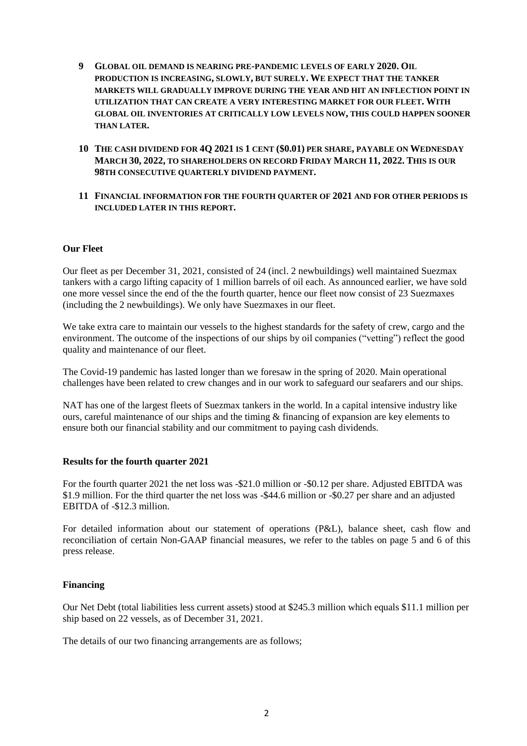9. **GLOBAL OIL DEMAND IS NEARING PRE-PANDEMIC LEVELS OF EARLY 2020. OIL PRODUCTION IS INCREASING, SLOWLY, BUT SURELY. WE EXPECT THAT THE TANKER MARKETS WILL GRADUALLY IMPROVE DURING THE YEAR AND HIT AN INFLECTION POINT IN UTILIZATION THAT CAN CREATE A VERY INTERESTING MARKET FOR OUR FLEET. WITH GLOBAL OIL INVENTORIES AT CRITICALLY LOW LEVELS NOW, THIS COULD HAPPEN SOONER THAN LATER.**

10. **THE CASH DIVIDEND FOR 4Q 2021 IS 1 CENT ($0.01) PER SHARE, PAYABLE ON WEDNESDAY MARCH 30, 2022, TO SHAREHOLDERS ON RECORD FRIDAY MARCH 11, 2022. THIS IS OUR 98TH CONSECUTIVE QUARTERLY DIVIDEND PAYMENT.**

11. **FINANCIAL INFORMATION FOR THE FOURTH QUARTER OF 2021 AND FOR OTHER PERIODS IS INCLUDED LATER IN THIS REPORT.**

**Our Fleet**

Our fleet as per December 31, 2021, consisted of 24 (incl. 2 newbuildings) well maintained Suezmax tankers with a cargo lifting capacity of 1 million barrels of oil each. As announced earlier, we have sold one more vessel since the end of the the fourth quarter, hence our fleet now consist of 23 Suezmaxes (including the 2 newbuildings). We only have Suezmaxes in our fleet.

We take extra care to maintain our vessels to the highest standards for the safety of crew, cargo and the environment. The outcome of the inspections of our ships by oil companies ("vetting") reflect the good quality and maintenance of our fleet.

The Covid-19 pandemic has lasted longer than we foresaw in the spring of 2020. Main operational challenges have been related to crew changes and in our work to safeguard our seafarers and our ships.

NAT has one of the largest fleets of Suezmax tankers in the world. In a capital intensive industry like ours, careful maintenance of our ships and the timing & financing of expansion are key elements to ensure both our financial stability and our commitment to paying cash dividends.

**Results for the fourth quarter 2021**

For the fourth quarter 2021 the net loss was -$21.0 million or -$0.12 per share. Adjusted EBITDA was $1.9 million. For the third quarter the net loss was -$44.6 million or -$0.27 per share and an adjusted EBITDA of -$12.3 million.

For detailed information about our statement of operations (P&L), balance sheet, cash flow and reconciliation of certain Non-GAAP financial measures, we refer to the tables on page 5 and 6 of this press release.

**Financing**

Our Net Debt (total liabilities less current assets) stood at $245.3 million which equals $11.1 million per ship based on 22 vessels, as of December 31, 2021.

The details of our two financing arrangements are as follows;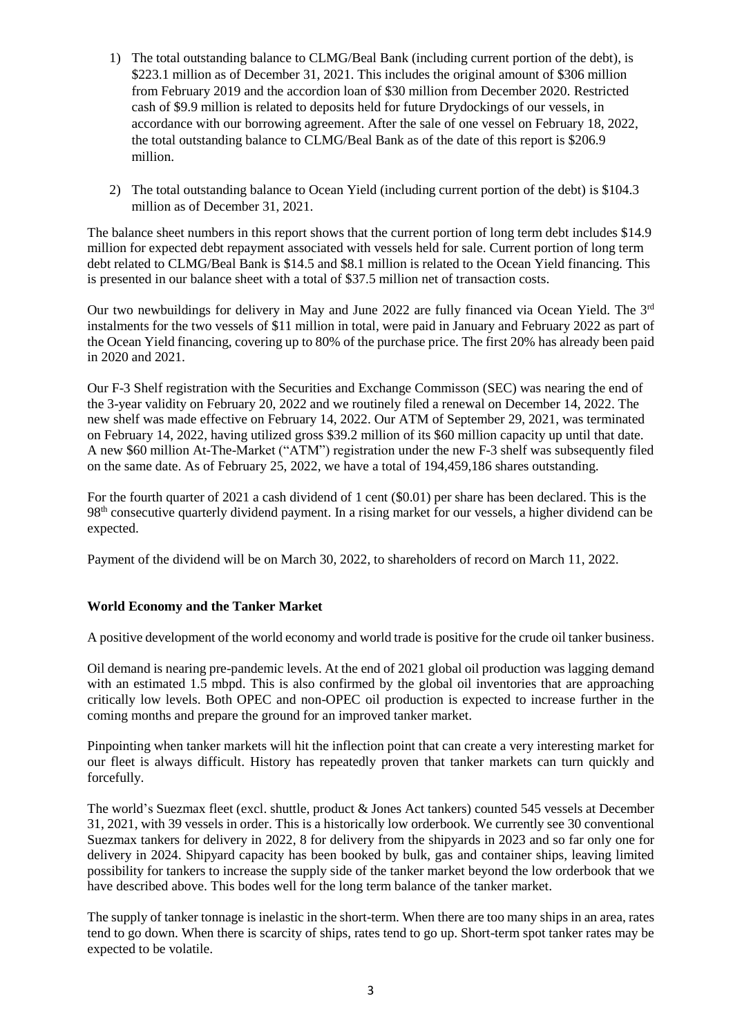1) The total outstanding balance to CLMG/Beal Bank (including current portion of the debt), is \$223.1 million as of December 31, 2021. This includes the original amount of \$306 million from February 2019 and the accordion loan of \$30 million from December 2020. Restricted cash of \$9.9 million is related to deposits held for future Drydockings of our vessels, in accordance with our borrowing agreement. After the sale of one vessel on February 18, 2022, the total outstanding balance to CLMG/Beal Bank as of the date of this report is \$206.9 million.

2) The total outstanding balance to Ocean Yield (including current portion of the debt) is \$104.3 million as of December 31, 2021.

The balance sheet numbers in this report shows that the current portion of long term debt includes \$14.9 million for expected debt repayment associated with vessels held for sale. Current portion of long term debt related to CLMG/Beal Bank is \$14.5 and \$8.1 million is related to the Ocean Yield financing. This is presented in our balance sheet with a total of \$37.5 million net of transaction costs.

Our two newbuildings for delivery in May and June 2022 are fully financed via Ocean Yield. The 3rd instalments for the two vessels of \$11 million in total, were paid in January and February 2022 as part of the Ocean Yield financing, covering up to 80% of the purchase price. The first 20% has already been paid in 2020 and 2021.

Our F-3 Shelf registration with the Securities and Exchange Commisson (SEC) was nearing the end of the 3-year validity on February 20, 2022 and we routinely filed a renewal on December 14, 2022. The new shelf was made effective on February 14, 2022. Our ATM of September 29, 2021, was terminated on February 14, 2022, having utilized gross \$39.2 million of its \$60 million capacity up until that date. A new \$60 million At-The-Market ("ATM") registration under the new F-3 shelf was subsequently filed on the same date. As of February 25, 2022, we have a total of 194,459,186 shares outstanding.

For the fourth quarter of 2021 a cash dividend of 1 cent (\$0.01) per share has been declared. This is the 98th consecutive quarterly dividend payment. In a rising market for our vessels, a higher dividend can be expected.

Payment of the dividend will be on March 30, 2022, to shareholders of record on March 11, 2022.

**World Economy and the Tanker Market**

A positive development of the world economy and world trade is positive for the crude oil tanker business.

Oil demand is nearing pre-pandemic levels. At the end of 2021 global oil production was lagging demand with an estimated 1.5 mbpd. This is also confirmed by the global oil inventories that are approaching critically low levels. Both OPEC and non-OPEC oil production is expected to increase further in the coming months and prepare the ground for an improved tanker market.

Pinpointing when tanker markets will hit the inflection point that can create a very interesting market for our fleet is always difficult. History has repeatedly proven that tanker markets can turn quickly and forcefully.

The world's Suezmax fleet (excl. shuttle, product & Jones Act tankers) counted 545 vessels at December 31, 2021, with 39 vessels in order. This is a historically low orderbook. We currently see 30 conventional Suezmax tankers for delivery in 2022, 8 for delivery from the shipyards in 2023 and so far only one for delivery in 2024. Shipyard capacity has been booked by bulk, gas and container ships, leaving limited possibility for tankers to increase the supply side of the tanker market beyond the low orderbook that we have described above. This bodes well for the long term balance of the tanker market.

The supply of tanker tonnage is inelastic in the short-term. When there are too many ships in an area, rates tend to go down. When there is scarcity of ships, rates tend to go up. Short-term spot tanker rates may be expected to be volatile.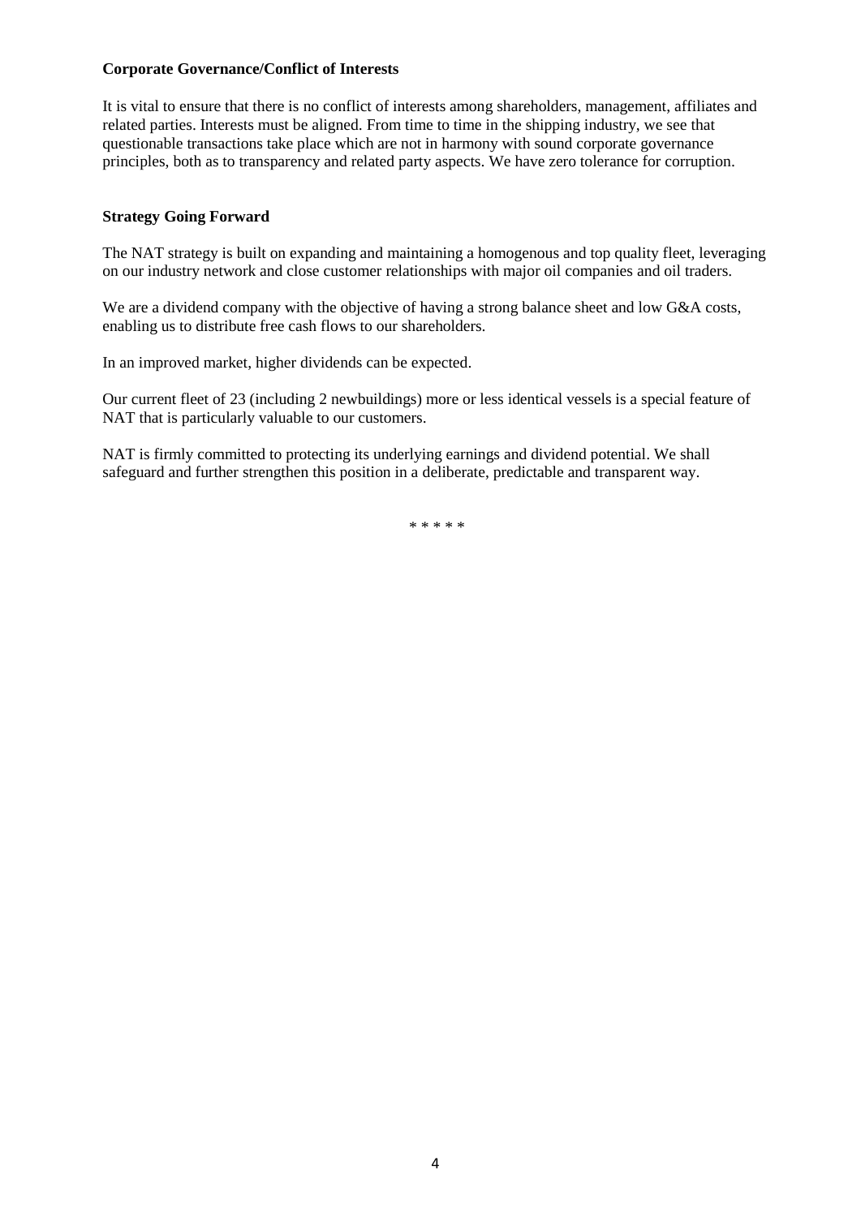**Corporate Governance/Conflict of Interests**

It is vital to ensure that there is no conflict of interests among shareholders, management, affiliates and related parties. Interests must be aligned. From time to time in the shipping industry, we see that questionable transactions take place which are not in harmony with sound corporate governance principles, both as to transparency and related party aspects. We have zero tolerance for corruption.

**Strategy Going Forward**

The NAT strategy is built on expanding and maintaining a homogenous and top quality fleet, leveraging on our industry network and close customer relationships with major oil companies and oil traders.

We are a dividend company with the objective of having a strong balance sheet and low G&A costs, enabling us to distribute free cash flows to our shareholders.

In an improved market, higher dividends can be expected.

Our current fleet of 23 (including 2 newbuildings) more or less identical vessels is a special feature of NAT that is particularly valuable to our customers.

NAT is firmly committed to protecting its underlying earnings and dividend potential. We shall safeguard and further strengthen this position in a deliberate, predictable and transparent way.

\* \* \* \* \*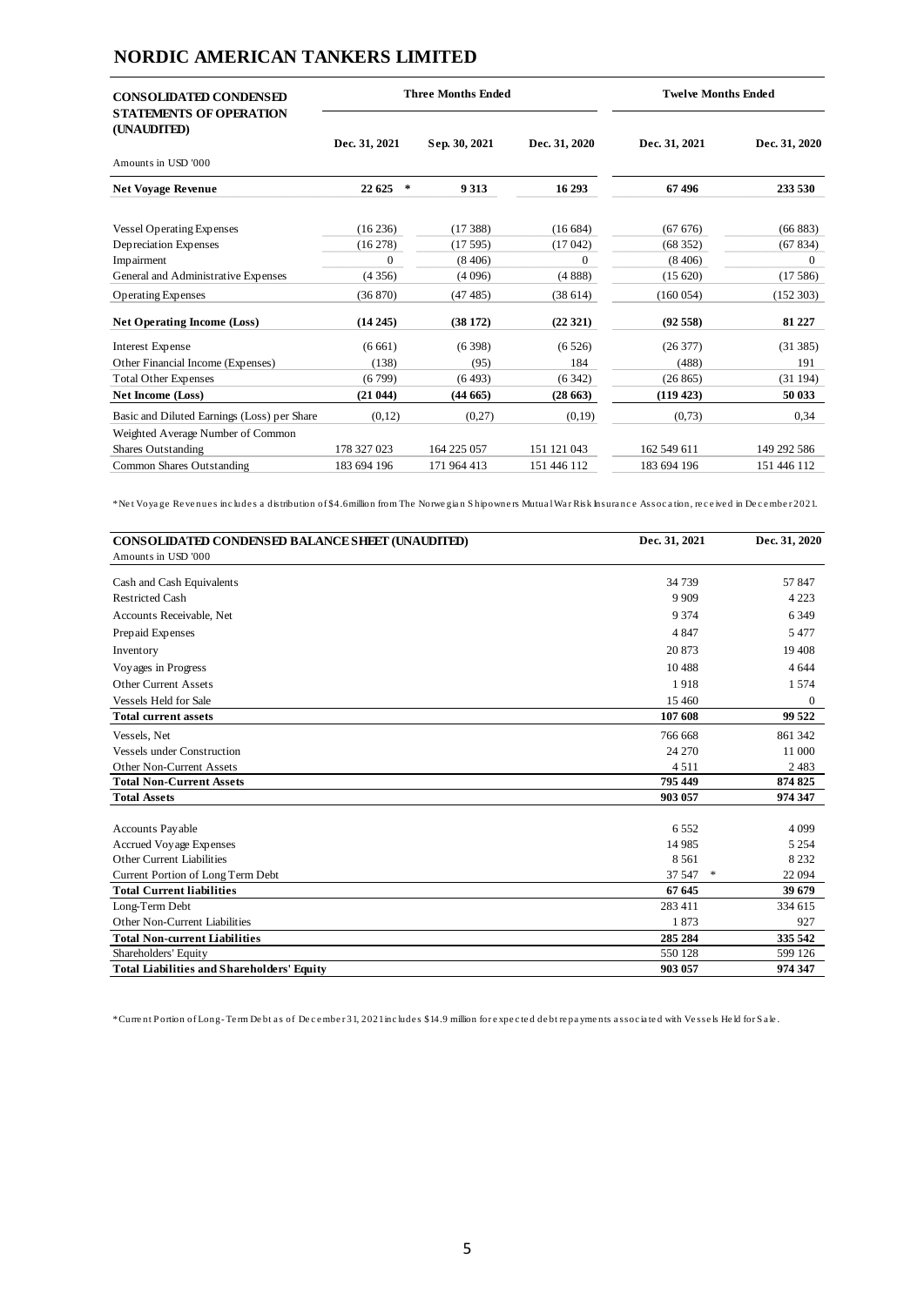# NORDIC AMERICAN TANKERS LIMITED

| CONSOLIDATED CONDENSED STATEMENTS OF OPERATION (UNAUDITED) | Three Months Ended | | | Twelve Months Ended | |
|---|---|---|---|---|---|
| | Dec. 31, 2021 | Sep. 30, 2021 | Dec. 31, 2020 | Dec. 31, 2021 | Dec. 31, 2020 |
| Amounts in USD '000 | | | | | |
| **Net Voyage Revenue** | **22 625** * | **9 313** | **16 293** | **67 496** | **233 530** |
| Vessel Operating Expenses | (16 236) | (17 388) | (16 684) | (67 676) | (66 883) |
| Depreciation Expenses | (16 278) | (17 595) | (17 042) | (68 352) | (67 834) |
| Impairment | 0 | (8 406) | 0 | (8 406) | 0 |
| General and Administrative Expenses | (4 356) | (4 096) | (4 888) | (15 620) | (17 586) |
| Operating Expenses | (36 870) | (47 485) | (38 614) | (160 054) | (152 303) |
| **Net Operating Income (Loss)** | **(14 245)** | **(38 172)** | **(22 321)** | **(92 558)** | **81 227** |
| Interest Expense | (6 661) | (6 398) | (6 526) | (26 377) | (31 385) |
| Other Financial Income (Expenses) | (138) | (95) | 184 | (488) | 191 |
| Total Other Expenses | (6 799) | (6 493) | (6 342) | (26 865) | (31 194) |
| **Net Income (Loss)** | **(21 044)** | **(44 665)** | **(28 663)** | **(119 423)** | **50 033** |
| Basic and Diluted Earnings (Loss) per Share | (0,12) | (0,27) | (0,19) | (0,73) | 0,34 |
| Weighted Average Number of Common Shares Outstanding | 178 327 023 | 164 225 057 | 151 121 043 | 162 549 611 | 149 292 586 |
| Common Shares Outstanding | 183 694 196 | 171 964 413 | 151 446 112 | 183 694 196 | 151 446 112 |

*Net Voyage Revenues includes a distribution of $4.6million from The Norwegian Shipowners Mutual War Risk Insurance Assocation, received in December 2021.

| CONSOLIDATED CONDENSED BALANCE SHEET (UNAUDITED) | Dec. 31, 2021 | Dec. 31, 2020 |
|---|---|---|
| Amounts in USD '000 | | |
| Cash and Cash Equivalents | 34 739 | 57 847 |
| Restricted Cash | 9 909 | 4 223 |
| Accounts Receivable, Net | 9 374 | 6 349 |
| Prepaid Expenses | 4 847 | 5 477 |
| Inventory | 20 873 | 19 408 |
| Voyages in Progress | 10 488 | 4 644 |
| Other Current Assets | 1 918 | 1 574 |
| Vessels Held for Sale | 15 460 | 0 |
| **Total current assets** | **107 608** | **99 522** |
| Vessels, Net | 766 668 | 861 342 |
| Vessels under Construction | 24 270 | 11 000 |
| Other Non-Current Assets | 4 511 | 2 483 |
| **Total Non-Current Assets** | **795 449** | **874 825** |
| **Total Assets** | **903 057** | **974 347** |
| Accounts Payable | 6 552 | 4 099 |
| Accrued Voyage Expenses | 14 985 | 5 254 |
| Other Current Liabilities | 8 561 | 8 232 |
| Current Portion of Long Term Debt | 37 547 * | 22 094 |
| **Total Current liabilities** | **67 645** | **39 679** |
| Long-Term Debt | 283 411 | 334 615 |
| Other Non-Current Liabilities | 1 873 | 927 |
| **Total Non-current Liabilities** | **285 284** | **335 542** |
| Shareholders' Equity | 550 128 | 599 126 |
| **Total Liabilities and Shareholders' Equity** | **903 057** | **974 347** |

*Current Portion of Long-Term Debt as of December 31, 2021 includes $14.9 million for expected debt repayments associated with Vessels Held for Sale.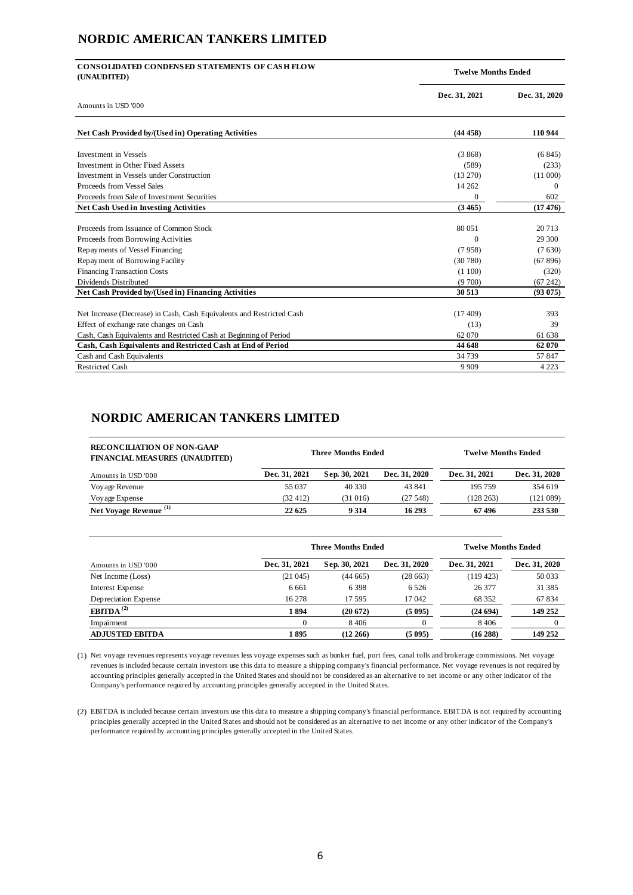# NORDIC AMERICAN TANKERS LIMITED

| CONSOLIDATED CONDENSED STATEMENTS OF CASH FLOW (UNAUDITED) | Twelve Months Ended | |
|---|---|---|
| Amounts in USD '000 | Dec. 31, 2021 | Dec. 31, 2020 |
| **Net Cash Provided by/(Used in) Operating Activities** | **(44 458)** | **110 944** |
| Investment in Vessels | (3 868) | (6 845) |
| Investment in Other Fixed Assets | (589) | (233) |
| Investment in Vessels under Construction | (13 270) | (11 000) |
| Proceeds from Vessel Sales | 14 262 | 0 |
| Proceeds from Sale of Investment Securities | 0 | 602 |
| **Net Cash Used in Investing Activities** | **(3 465)** | **(17 476)** |
| Proceeds from Issuance of Common Stock | 80 051 | 20 713 |
| Proceeds from Borrowing Activities | 0 | 29 300 |
| Repayments of Vessel Financing | (7 958) | (7 630) |
| Repayment of Borrowing Facility | (30 780) | (67 896) |
| Financing Transaction Costs | (1 100) | (320) |
| Dividends Distributed | (9 700) | (67 242) |
| **Net Cash Provided by/(Used in) Financing Activities** | **30 513** | **(93 075)** |
| Net Increase (Decrease) in Cash, Cash Equivalents and Restricted Cash | (17 409) | 393 |
| Effect of exchange rate changes on Cash | (13) | 39 |
| Cash, Cash Equivalents and Restricted Cash at Beginning of Period | 62 070 | 61 638 |
| **Cash, Cash Equivalents and Restricted Cash at End of Period** | **44 648** | **62 070** |
| Cash and Cash Equivalents | 34 739 | 57 847 |
| Restricted Cash | 9 909 | 4 223 |

# NORDIC AMERICAN TANKERS LIMITED

| RECONCILIATION OF NON-GAAP FINANCIAL MEASURES (UNAUDITED) | Three Months Ended | | | Twelve Months Ended | |
|---|---|---|---|---|---|
| Amounts in USD '000 | Dec. 31, 2021 | Sep. 30, 2021 | Dec. 31, 2020 | Dec. 31, 2021 | Dec. 31, 2020 |
| Voyage Revenue | 55 037 | 40 330 | 43 841 | 195 759 | 354 619 |
| Voyage Expense | (32 412) | (31 016) | (27 548) | (128 263) | (121 089) |
| **Net Voyage Revenue (1)** | **22 625** | **9 314** | **16 293** | **67 496** | **233 530** |

| | Three Months Ended | | | Twelve Months Ended | |
|---|---|---|---|---|---|
| Amounts in USD '000 | Dec. 31, 2021 | Sep. 30, 2021 | Dec. 31, 2020 | Dec. 31, 2021 | Dec. 31, 2020 |
| Net Income (Loss) | (21 045) | (44 665) | (28 663) | (119 423) | 50 033 |
| Interest Expense | 6 661 | 6 398 | 6 526 | 26 377 | 31 385 |
| Depreciation Expense | 16 278 | 17 595 | 17 042 | 68 352 | 67 834 |
| **EBITDA (2)** | **1 894** | **(20 672)** | **(5 095)** | **(24 694)** | **149 252** |
| Impairment | 0 | 8 406 | 0 | 8 406 | 0 |
| **ADJUSTED EBITDA** | **1 895** | **(12 266)** | **(5 095)** | **(16 288)** | **149 252** |

(1) Net voyage revenues represents voyage revenues less voyage expenses such as bunker fuel, port fees, canal tolls and brokerage commissions. Net voyage revenues is included because certain investors use this data to measure a shipping company's financial performance. Net voyage revenues is not required by accounting principles generally accepted in the United States and should not be considered as an alternative to net income or any other indicator of the Company's performance required by accounting principles generally accepted in the United States.

(2) EBITDA is included because certain investors use this data to measure a shipping company's financial performance. EBITDA is not required by accounting principles generally accepted in the United States and should not be considered as an alternative to net income or any other indicator of the Company's performance required by accounting principles generally accepted in the United States.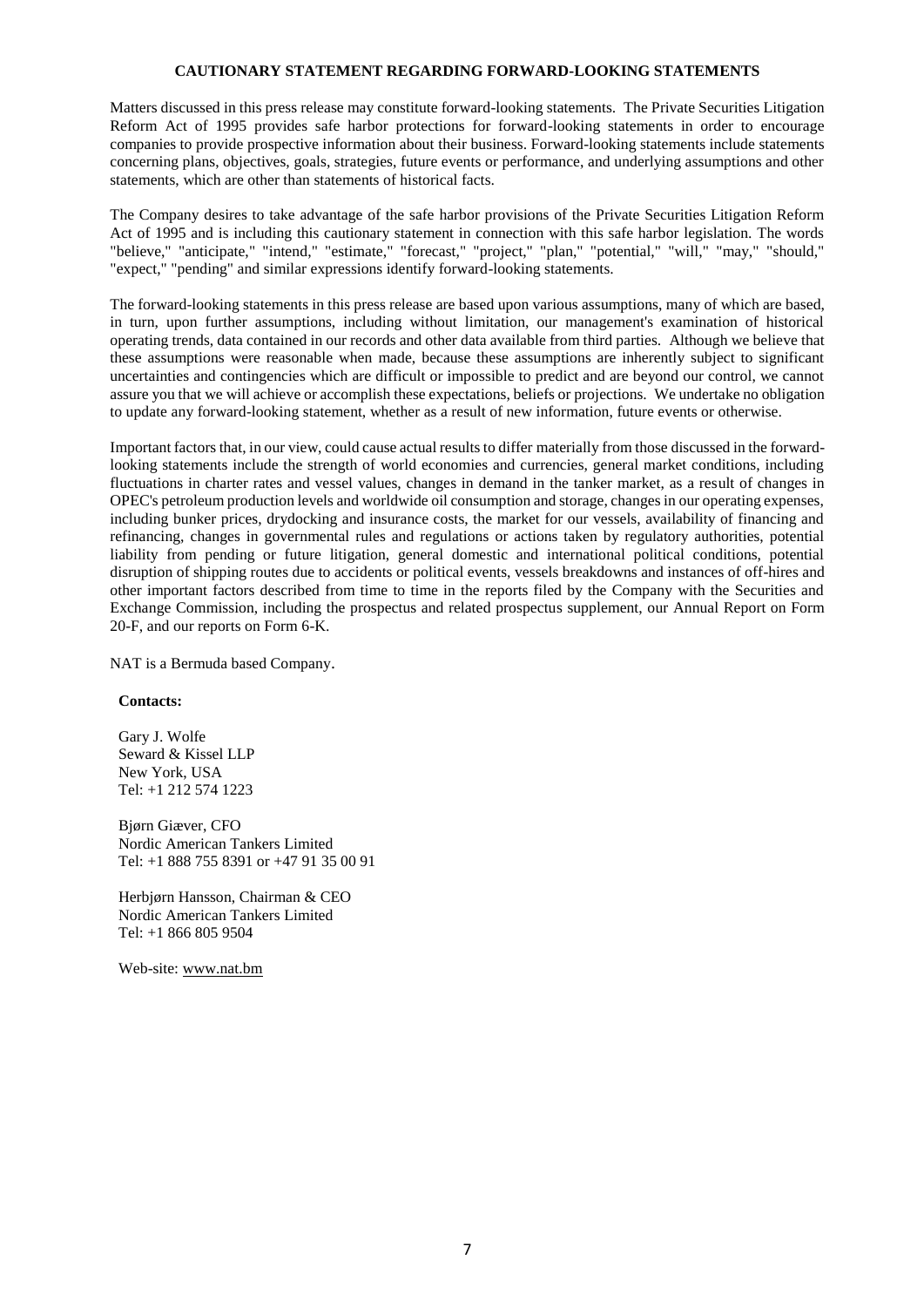## CAUTIONARY STATEMENT REGARDING FORWARD-LOOKING STATEMENTS

Matters discussed in this press release may constitute forward-looking statements. The Private Securities Litigation Reform Act of 1995 provides safe harbor protections for forward-looking statements in order to encourage companies to provide prospective information about their business. Forward-looking statements include statements concerning plans, objectives, goals, strategies, future events or performance, and underlying assumptions and other statements, which are other than statements of historical facts.

The Company desires to take advantage of the safe harbor provisions of the Private Securities Litigation Reform Act of 1995 and is including this cautionary statement in connection with this safe harbor legislation. The words "believe," "anticipate," "intend," "estimate," "forecast," "project," "plan," "potential," "will," "may," "should," "expect," "pending" and similar expressions identify forward-looking statements.

The forward-looking statements in this press release are based upon various assumptions, many of which are based, in turn, upon further assumptions, including without limitation, our management's examination of historical operating trends, data contained in our records and other data available from third parties. Although we believe that these assumptions were reasonable when made, because these assumptions are inherently subject to significant uncertainties and contingencies which are difficult or impossible to predict and are beyond our control, we cannot assure you that we will achieve or accomplish these expectations, beliefs or projections. We undertake no obligation to update any forward-looking statement, whether as a result of new information, future events or otherwise.

Important factors that, in our view, could cause actual results to differ materially from those discussed in the forward-looking statements include the strength of world economies and currencies, general market conditions, including fluctuations in charter rates and vessel values, changes in demand in the tanker market, as a result of changes in OPEC's petroleum production levels and worldwide oil consumption and storage, changes in our operating expenses, including bunker prices, drydocking and insurance costs, the market for our vessels, availability of financing and refinancing, changes in governmental rules and regulations or actions taken by regulatory authorities, potential liability from pending or future litigation, general domestic and international political conditions, potential disruption of shipping routes due to accidents or political events, vessels breakdowns and instances of off-hires and other important factors described from time to time in the reports filed by the Company with the Securities and Exchange Commission, including the prospectus and related prospectus supplement, our Annual Report on Form 20-F, and our reports on Form 6-K.

NAT is a Bermuda based Company.

**Contacts:**

Gary J. Wolfe
Seward & Kissel LLP
New York, USA
Tel: +1 212 574 1223

Bjørn Giæver, CFO
Nordic American Tankers Limited
Tel: +1 888 755 8391 or +47 91 35 00 91

Herbjørn Hansson, Chairman & CEO
Nordic American Tankers Limited
Tel: +1 866 805 9504

Web-site: www.nat.bm